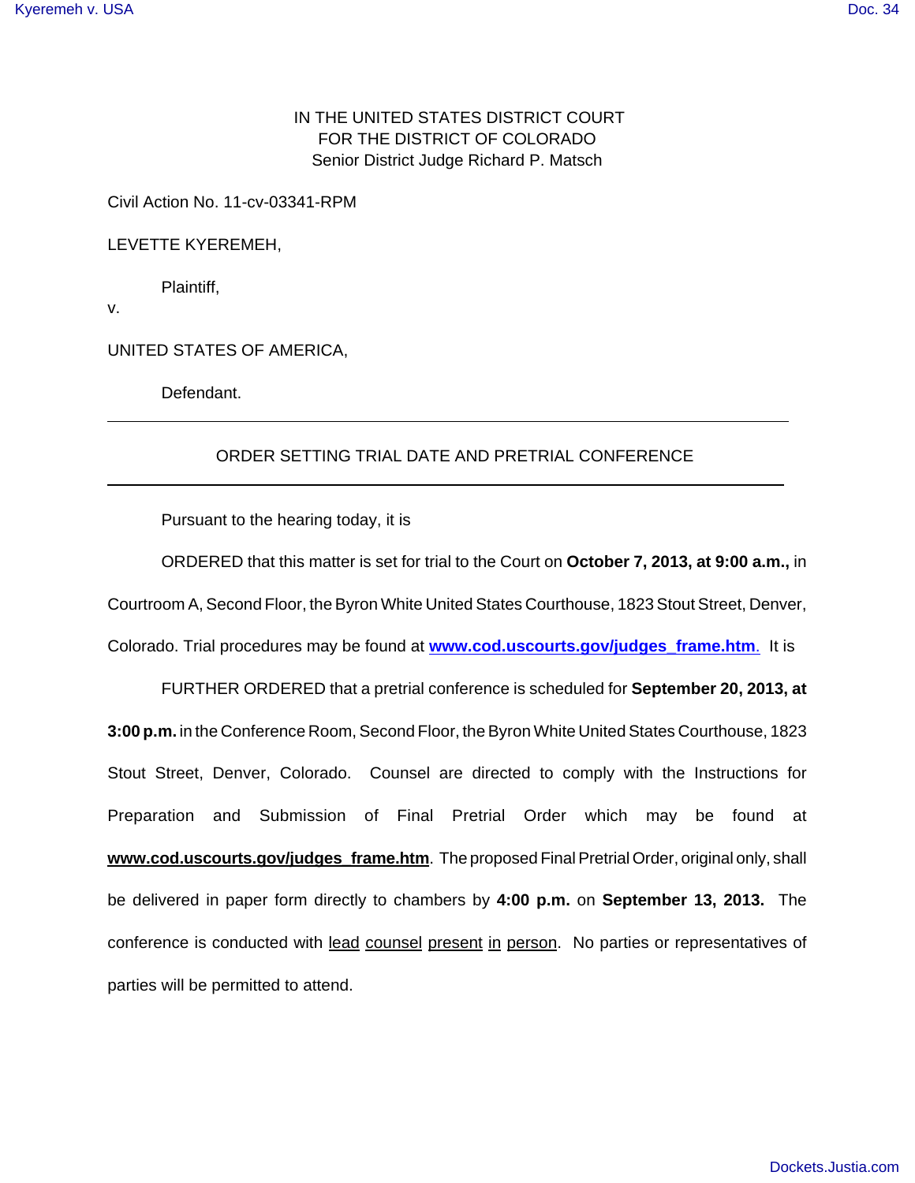IN THE UNITED STATES DISTRICT COURT
FOR THE DISTRICT OF COLORADO
Senior District Judge Richard P. Matsch

Civil Action No. 11-cv-03341-RPM

LEVETTE KYEREMEH,

Plaintiff,

v.

UNITED STATES OF AMERICA,

Defendant.

---

ORDER SETTING TRIAL DATE AND PRETRIAL CONFERENCE

---

Pursuant to the hearing today, it is

ORDERED that this matter is set for trial to the Court on **October 7, 2013, at 9:00 a.m.,** in Courtroom A, Second Floor, the Byron White United States Courthouse, 1823 Stout Street, Denver, Colorado. Trial procedures may be found at **www.cod.uscourts.gov/judges_frame.htm**. It is

FURTHER ORDERED that a pretrial conference is scheduled for **September 20, 2013, at 3:00 p.m.** in the Conference Room, Second Floor, the Byron White United States Courthouse, 1823 Stout Street, Denver, Colorado. Counsel are directed to comply with the Instructions for Preparation and Submission of Final Pretrial Order which may be found at **www.cod.uscourts.gov/judges_frame.htm**. The proposed Final Pretrial Order, original only, shall be delivered in paper form directly to chambers by **4:00 p.m.** on **September 13, 2013.** The conference is conducted with lead counsel present in person. No parties or representatives of parties will be permitted to attend.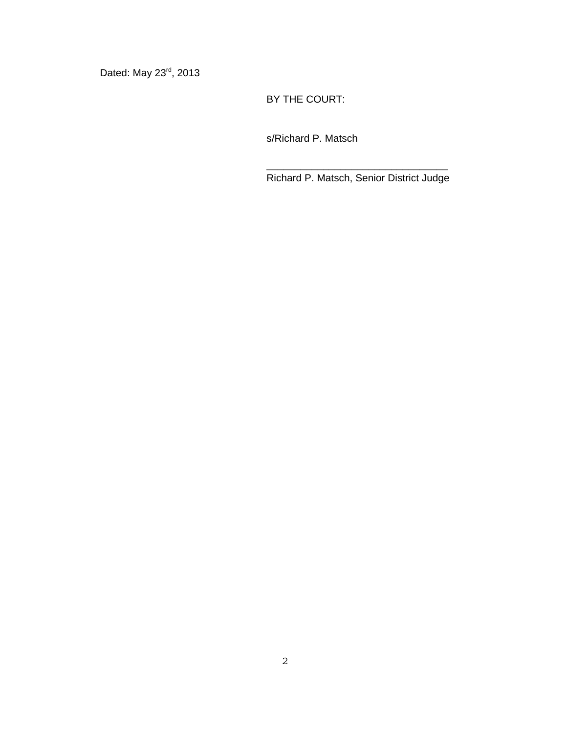Dated: May 23rd, 2013

BY THE COURT:

s/Richard P. Matsch

\_\_\_\_\_\_\_\_\_\_\_\_\_\_\_\_\_\_\_\_\_\_\_\_\_\_\_\_\_\_\_\_

Richard P. Matsch, Senior District Judge